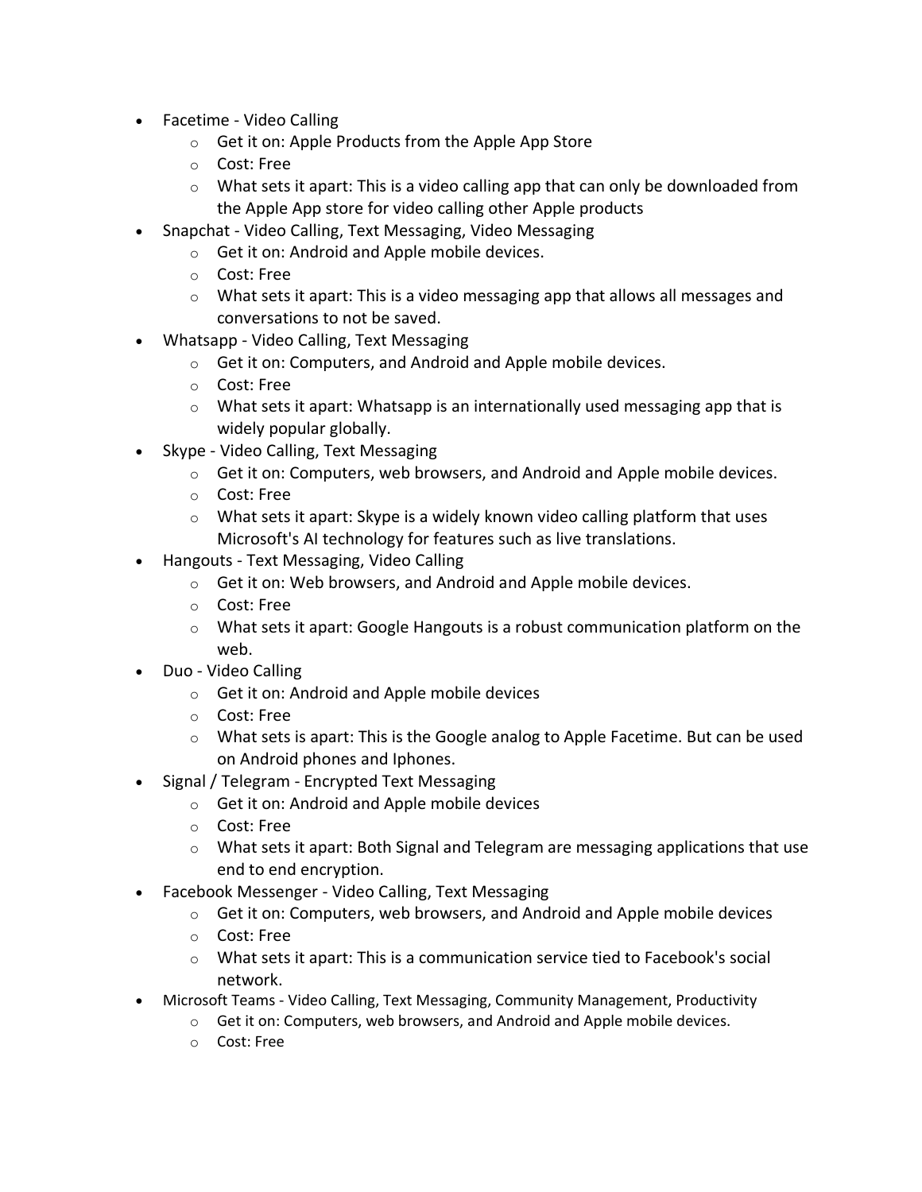- Facetime - Video Calling
  - Get it on: Apple Products from the Apple App Store
  - Cost: Free
  - What sets it apart: This is a video calling app that can only be downloaded from the Apple App store for video calling other Apple products
- Snapchat - Video Calling, Text Messaging, Video Messaging
  - Get it on: Android and Apple mobile devices.
  - Cost: Free
  - What sets it apart: This is a video messaging app that allows all messages and conversations to not be saved.
- Whatsapp - Video Calling, Text Messaging
  - Get it on: Computers, and Android and Apple mobile devices.
  - Cost: Free
  - What sets it apart: Whatsapp is an internationally used messaging app that is widely popular globally.
- Skype - Video Calling, Text Messaging
  - Get it on: Computers, web browsers, and Android and Apple mobile devices.
  - Cost: Free
  - What sets it apart: Skype is a widely known video calling platform that uses Microsoft's AI technology for features such as live translations.
- Hangouts - Text Messaging, Video Calling
  - Get it on: Web browsers, and Android and Apple mobile devices.
  - Cost: Free
  - What sets it apart: Google Hangouts is a robust communication platform on the web.
- Duo - Video Calling
  - Get it on: Android and Apple mobile devices
  - Cost: Free
  - What sets is apart: This is the Google analog to Apple Facetime. But can be used on Android phones and Iphones.
- Signal / Telegram - Encrypted Text Messaging
  - Get it on: Android and Apple mobile devices
  - Cost: Free
  - What sets it apart: Both Signal and Telegram are messaging applications that use end to end encryption.
- Facebook Messenger - Video Calling, Text Messaging
  - Get it on: Computers, web browsers, and Android and Apple mobile devices
  - Cost: Free
  - What sets it apart: This is a communication service tied to Facebook's social network.
- Microsoft Teams - Video Calling, Text Messaging, Community Management, Productivity
  - Get it on: Computers, web browsers, and Android and Apple mobile devices.
  - Cost: Free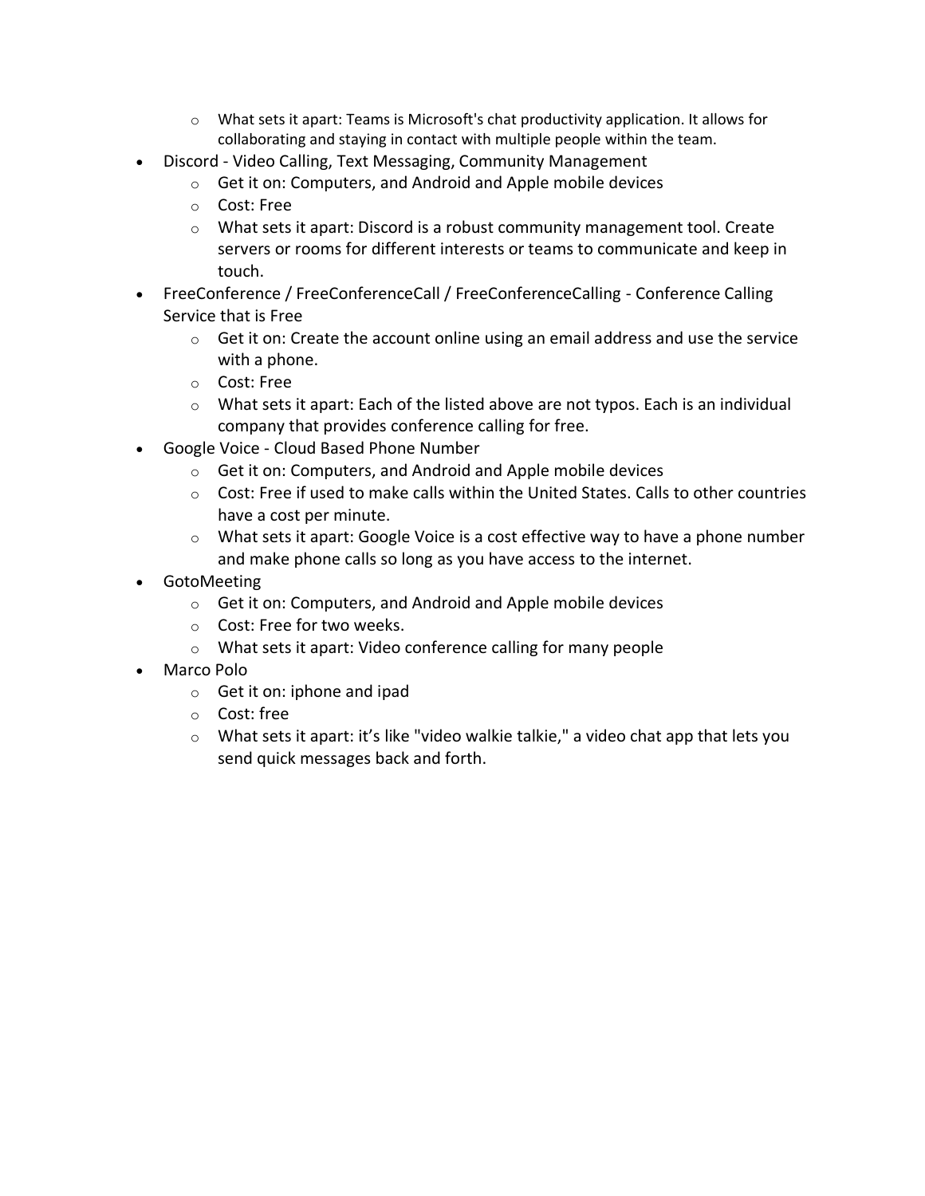- What sets it apart: Teams is Microsoft's chat productivity application. It allows for collaborating and staying in contact with multiple people within the team.
- Discord - Video Calling, Text Messaging, Community Management
  - Get it on: Computers, and Android and Apple mobile devices
  - Cost: Free
  - What sets it apart: Discord is a robust community management tool. Create servers or rooms for different interests or teams to communicate and keep in touch.
- FreeConference / FreeConferenceCall / FreeConferenceCalling - Conference Calling Service that is Free
  - Get it on: Create the account online using an email address and use the service with a phone.
  - Cost: Free
  - What sets it apart: Each of the listed above are not typos. Each is an individual company that provides conference calling for free.
- Google Voice - Cloud Based Phone Number
  - Get it on: Computers, and Android and Apple mobile devices
  - Cost: Free if used to make calls within the United States. Calls to other countries have a cost per minute.
  - What sets it apart: Google Voice is a cost effective way to have a phone number and make phone calls so long as you have access to the internet.
- GotoMeeting
  - Get it on: Computers, and Android and Apple mobile devices
  - Cost: Free for two weeks.
  - What sets it apart: Video conference calling for many people
- Marco Polo
  - Get it on: iphone and ipad
  - Cost: free
  - What sets it apart: it's like "video walkie talkie," a video chat app that lets you send quick messages back and forth.